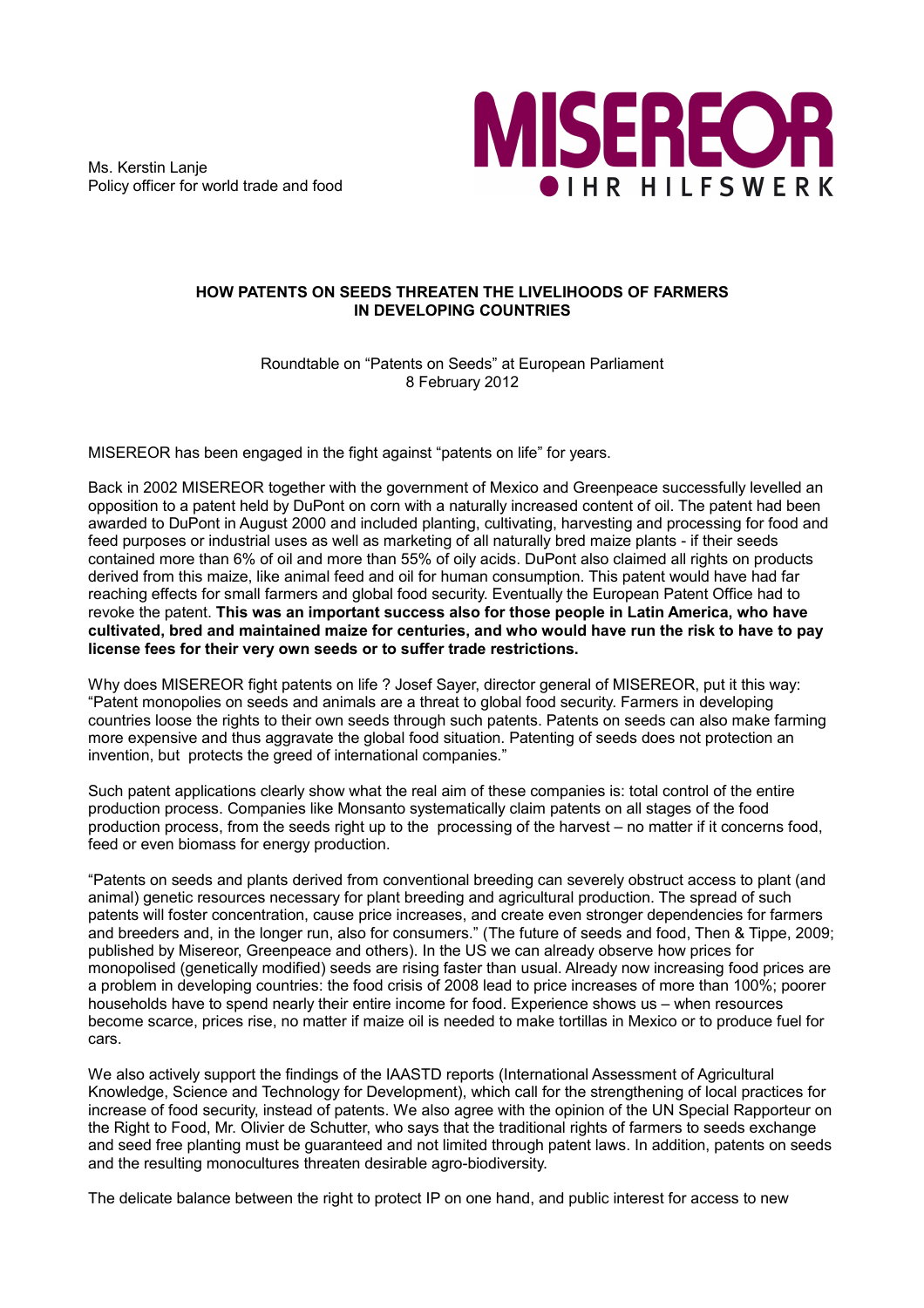Ms. Kerstin Lanje
Policy officer for world trade and food

MISEREOR
IHR HILFSWERK

**HOW PATENTS ON SEEDS THREATEN THE LIVELIHOODS OF FARMERS IN DEVELOPING COUNTRIES**

Roundtable on "Patents on Seeds" at European Parliament
8 February 2012

MISEREOR has been engaged in the fight against "patents on life" for years.

Back in 2002 MISEREOR together with the government of Mexico and Greenpeace successfully levelled an opposition to a patent held by DuPont on corn with a naturally increased content of oil. The patent had been awarded to DuPont in August 2000 and included planting, cultivating, harvesting and processing for food and feed purposes or industrial uses as well as marketing of all naturally bred maize plants - if their seeds contained more than 6% of oil and more than 55% of oily acids. DuPont also claimed all rights on products derived from this maize, like animal feed and oil for human consumption. This patent would have had far reaching effects for small farmers and global food security. Eventually the European Patent Office had to revoke the patent. **This was an important success also for those people in Latin America, who have cultivated, bred and maintained maize for centuries, and who would have run the risk to have to pay license fees for their very own seeds or to suffer trade restrictions.**

Why does MISEREOR fight patents on life ? Josef Sayer, director general of MISEREOR, put it this way: "Patent monopolies on seeds and animals are a threat to global food security. Farmers in developing countries loose the rights to their own seeds through such patents. Patents on seeds can also make farming more expensive and thus aggravate the global food situation. Patenting of seeds does not protection an invention, but protects the greed of international companies."

Such patent applications clearly show what the real aim of these companies is: total control of the entire production process. Companies like Monsanto systematically claim patents on all stages of the food production process, from the seeds right up to the processing of the harvest – no matter if it concerns food, feed or even biomass for energy production.

"Patents on seeds and plants derived from conventional breeding can severely obstruct access to plant (and animal) genetic resources necessary for plant breeding and agricultural production. The spread of such patents will foster concentration, cause price increases, and create even stronger dependencies for farmers and breeders and, in the longer run, also for consumers." (The future of seeds and food, Then & Tippe, 2009; published by Misereor, Greenpeace and others). In the US we can already observe how prices for monopolised (genetically modified) seeds are rising faster than usual. Already now increasing food prices are a problem in developing countries: the food crisis of 2008 lead to price increases of more than 100%; poorer households have to spend nearly their entire income for food. Experience shows us – when resources become scarce, prices rise, no matter if maize oil is needed to make tortillas in Mexico or to produce fuel for cars.

We also actively support the findings of the IAASTD reports (International Assessment of Agricultural Knowledge, Science and Technology for Development), which call for the strengthening of local practices for increase of food security, instead of patents. We also agree with the opinion of the UN Special Rapporteur on the Right to Food, Mr. Olivier de Schutter, who says that the traditional rights of farmers to seeds exchange and seed free planting must be guaranteed and not limited through patent laws. In addition, patents on seeds and the resulting monocultures threaten desirable agro-biodiversity.

The delicate balance between the right to protect IP on one hand, and public interest for access to new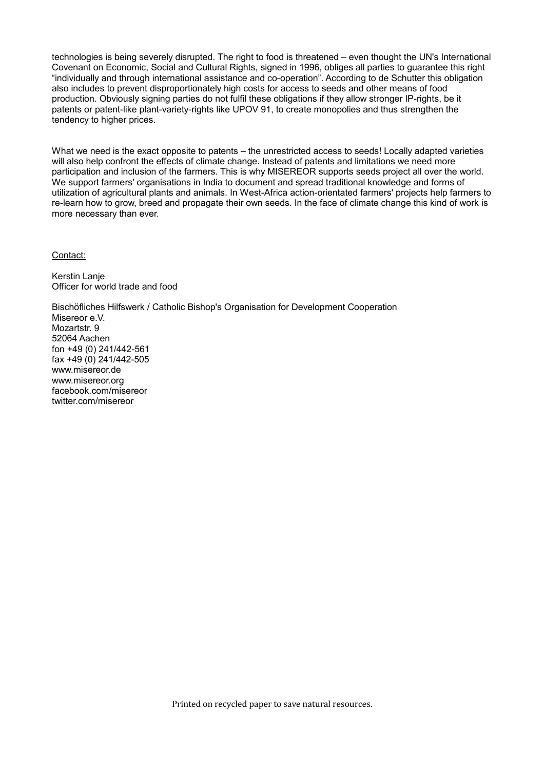technologies is being severely disrupted. The right to food is threatened – even thought the UN's International Covenant on Economic, Social and Cultural Rights, signed in 1996, obliges all parties to guarantee this right "individually and through international assistance and co-operation". According to de Schutter this obligation also includes to prevent disproportionately high costs for access to seeds and other means of food production. Obviously signing parties do not fulfil these obligations if they allow stronger IP-rights, be it patents or patent-like plant-variety-rights like UPOV 91, to create monopolies and thus strengthen the tendency to higher prices.

What we need is the exact opposite to patents – the unrestricted access to seeds! Locally adapted varieties will also help confront the effects of climate change. Instead of patents and limitations we need more participation and inclusion of the farmers. This is why MISEREOR supports seeds project all over the world. We support farmers' organisations in India to document and spread traditional knowledge and forms of utilization of agricultural plants and animals. In West-Africa action-orientated farmers' projects help farmers to re-learn how to grow, breed and propagate their own seeds. In the face of climate change this kind of work is more necessary than ever.

<u>Contact:</u>

Kerstin Lanje
Officer for world trade and food

Bischöfliches Hilfswerk / Catholic Bishop's Organisation for Development Cooperation
Misereor e.V.
Mozartstr. 9
52064 Aachen
fon +49 (0) 241/442-561
fax +49 (0) 241/442-505
www.misereor.de
www.misereor.org
facebook.com/misereor
twitter.com/misereor

Printed on recycled paper to save natural resources.